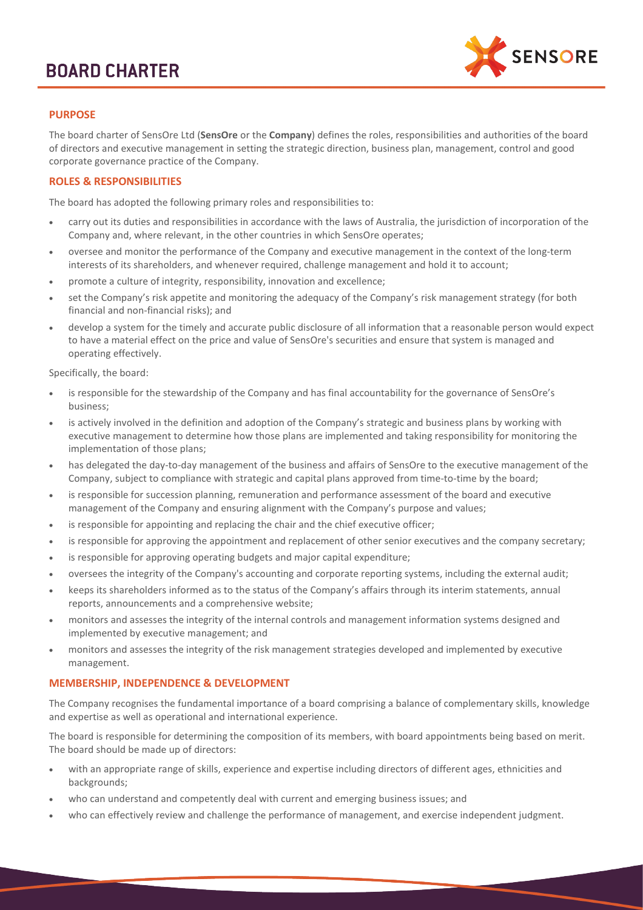# BOARD CHARTER

## PURPOSE

The board charter of SensOre Ltd (**SensOre** or the **Company**) defines the roles, responsibilities and authorities of the board of directors and executive management in setting the strategic direction, business plan, management, control and good corporate governance practice of the Company.

## ROLES & RESPONSIBILITIES

The board has adopted the following primary roles and responsibilities to:

- carry out its duties and responsibilities in accordance with the laws of Australia, the jurisdiction of incorporation of the Company and, where relevant, in the other countries in which SensOre operates;
- oversee and monitor the performance of the Company and executive management in the context of the long-term interests of its shareholders, and whenever required, challenge management and hold it to account;
- promote a culture of integrity, responsibility, innovation and excellence;
- set the Company's risk appetite and monitoring the adequacy of the Company's risk management strategy (for both financial and non-financial risks); and
- develop a system for the timely and accurate public disclosure of all information that a reasonable person would expect to have a material effect on the price and value of SensOre's securities and ensure that system is managed and operating effectively.

Specifically, the board:

- is responsible for the stewardship of the Company and has final accountability for the governance of SensOre's business;
- is actively involved in the definition and adoption of the Company's strategic and business plans by working with executive management to determine how those plans are implemented and taking responsibility for monitoring the implementation of those plans;
- has delegated the day-to-day management of the business and affairs of SensOre to the executive management of the Company, subject to compliance with strategic and capital plans approved from time-to-time by the board;
- is responsible for succession planning, remuneration and performance assessment of the board and executive management of the Company and ensuring alignment with the Company's purpose and values;
- is responsible for appointing and replacing the chair and the chief executive officer;
- is responsible for approving the appointment and replacement of other senior executives and the company secretary;
- is responsible for approving operating budgets and major capital expenditure;
- oversees the integrity of the Company's accounting and corporate reporting systems, including the external audit;
- keeps its shareholders informed as to the status of the Company's affairs through its interim statements, annual reports, announcements and a comprehensive website;
- monitors and assesses the integrity of the internal controls and management information systems designed and implemented by executive management; and
- monitors and assesses the integrity of the risk management strategies developed and implemented by executive management.

## MEMBERSHIP, INDEPENDENCE & DEVELOPMENT

The Company recognises the fundamental importance of a board comprising a balance of complementary skills, knowledge and expertise as well as operational and international experience.

The board is responsible for determining the composition of its members, with board appointments being based on merit. The board should be made up of directors:

- with an appropriate range of skills, experience and expertise including directors of different ages, ethnicities and backgrounds;
- who can understand and competently deal with current and emerging business issues; and
- who can effectively review and challenge the performance of management, and exercise independent judgment.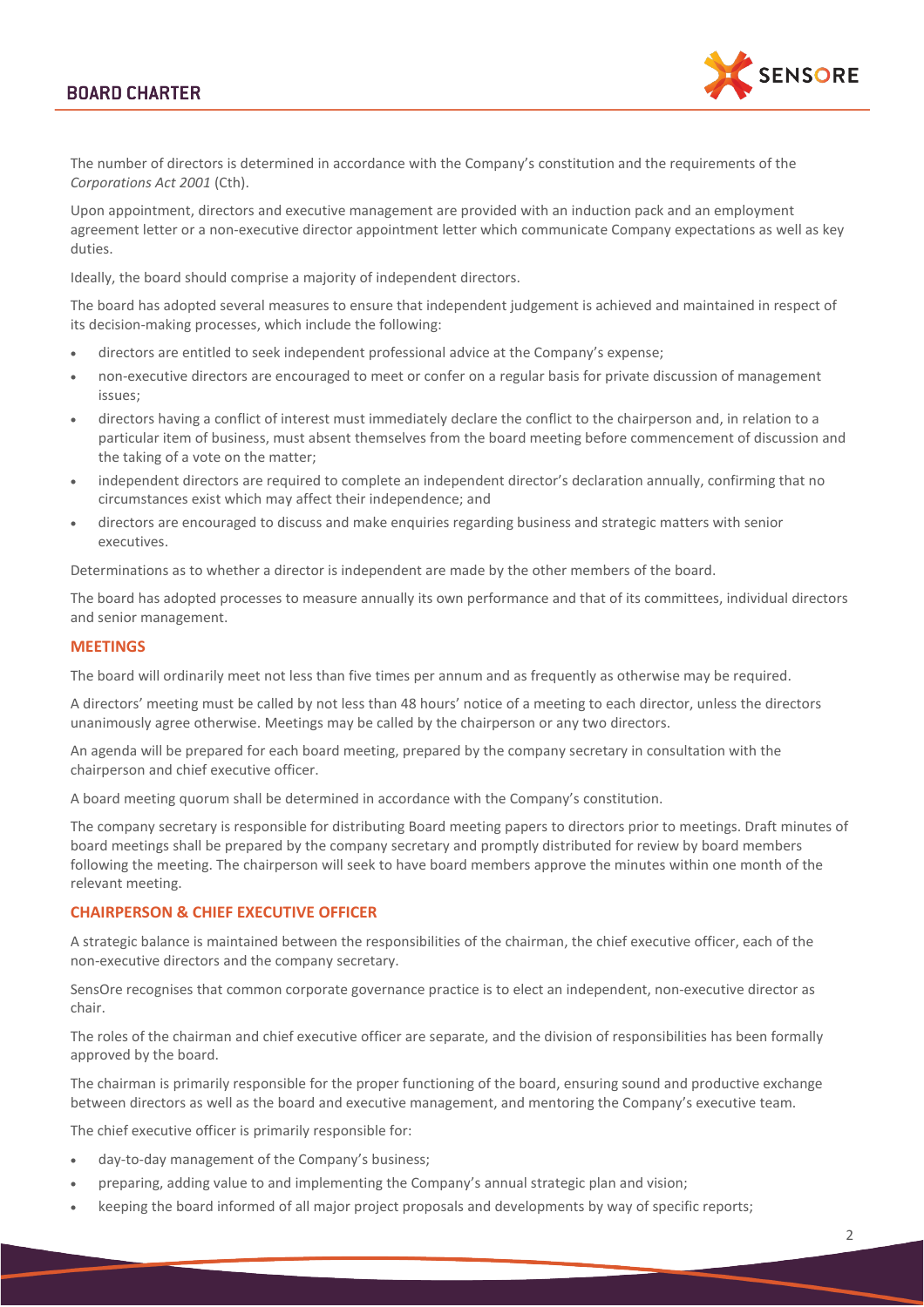The number of directors is determined in accordance with the Company's constitution and the requirements of the *Corporations Act 2001* (Cth).

Upon appointment, directors and executive management are provided with an induction pack and an employment agreement letter or a non-executive director appointment letter which communicate Company expectations as well as key duties.

Ideally, the board should comprise a majority of independent directors.

The board has adopted several measures to ensure that independent judgement is achieved and maintained in respect of its decision-making processes, which include the following:

- directors are entitled to seek independent professional advice at the Company's expense;
- non-executive directors are encouraged to meet or confer on a regular basis for private discussion of management issues;
- directors having a conflict of interest must immediately declare the conflict to the chairperson and, in relation to a particular item of business, must absent themselves from the board meeting before commencement of discussion and the taking of a vote on the matter;
- independent directors are required to complete an independent director's declaration annually, confirming that no circumstances exist which may affect their independence; and
- directors are encouraged to discuss and make enquiries regarding business and strategic matters with senior executives.

Determinations as to whether a director is independent are made by the other members of the board.

The board has adopted processes to measure annually its own performance and that of its committees, individual directors and senior management.

## MEETINGS

The board will ordinarily meet not less than five times per annum and as frequently as otherwise may be required.

A directors' meeting must be called by not less than 48 hours' notice of a meeting to each director, unless the directors unanimously agree otherwise. Meetings may be called by the chairperson or any two directors.

An agenda will be prepared for each board meeting, prepared by the company secretary in consultation with the chairperson and chief executive officer.

A board meeting quorum shall be determined in accordance with the Company's constitution.

The company secretary is responsible for distributing Board meeting papers to directors prior to meetings. Draft minutes of board meetings shall be prepared by the company secretary and promptly distributed for review by board members following the meeting. The chairperson will seek to have board members approve the minutes within one month of the relevant meeting.

## CHAIRPERSON & CHIEF EXECUTIVE OFFICER

A strategic balance is maintained between the responsibilities of the chairman, the chief executive officer, each of the non-executive directors and the company secretary.

SensOre recognises that common corporate governance practice is to elect an independent, non-executive director as chair.

The roles of the chairman and chief executive officer are separate, and the division of responsibilities has been formally approved by the board.

The chairman is primarily responsible for the proper functioning of the board, ensuring sound and productive exchange between directors as well as the board and executive management, and mentoring the Company's executive team.

The chief executive officer is primarily responsible for:

- day-to-day management of the Company's business;
- preparing, adding value to and implementing the Company's annual strategic plan and vision;
- keeping the board informed of all major project proposals and developments by way of specific reports;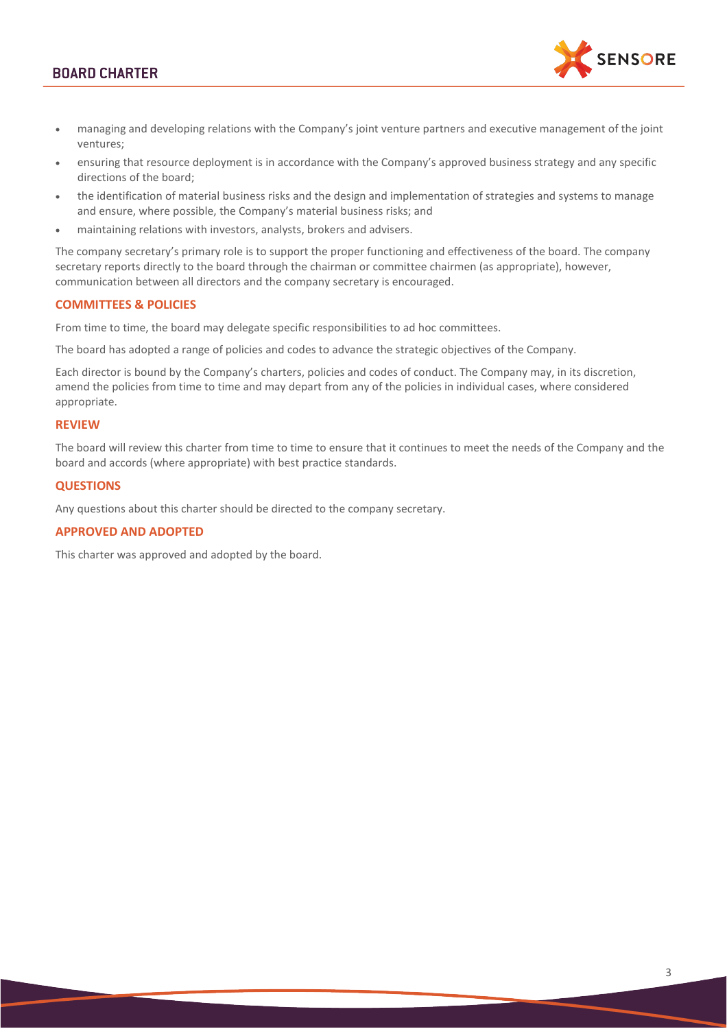- managing and developing relations with the Company's joint venture partners and executive management of the joint ventures;
- ensuring that resource deployment is in accordance with the Company's approved business strategy and any specific directions of the board;
- the identification of material business risks and the design and implementation of strategies and systems to manage and ensure, where possible, the Company's material business risks; and
- maintaining relations with investors, analysts, brokers and advisers.

The company secretary's primary role is to support the proper functioning and effectiveness of the board. The company secretary reports directly to the board through the chairman or committee chairmen (as appropriate), however, communication between all directors and the company secretary is encouraged.

## COMMITTEES & POLICIES

From time to time, the board may delegate specific responsibilities to ad hoc committees.

The board has adopted a range of policies and codes to advance the strategic objectives of the Company.

Each director is bound by the Company's charters, policies and codes of conduct. The Company may, in its discretion, amend the policies from time to time and may depart from any of the policies in individual cases, where considered appropriate.

## REVIEW

The board will review this charter from time to time to ensure that it continues to meet the needs of the Company and the board and accords (where appropriate) with best practice standards.

## QUESTIONS

Any questions about this charter should be directed to the company secretary.

## APPROVED AND ADOPTED

This charter was approved and adopted by the board.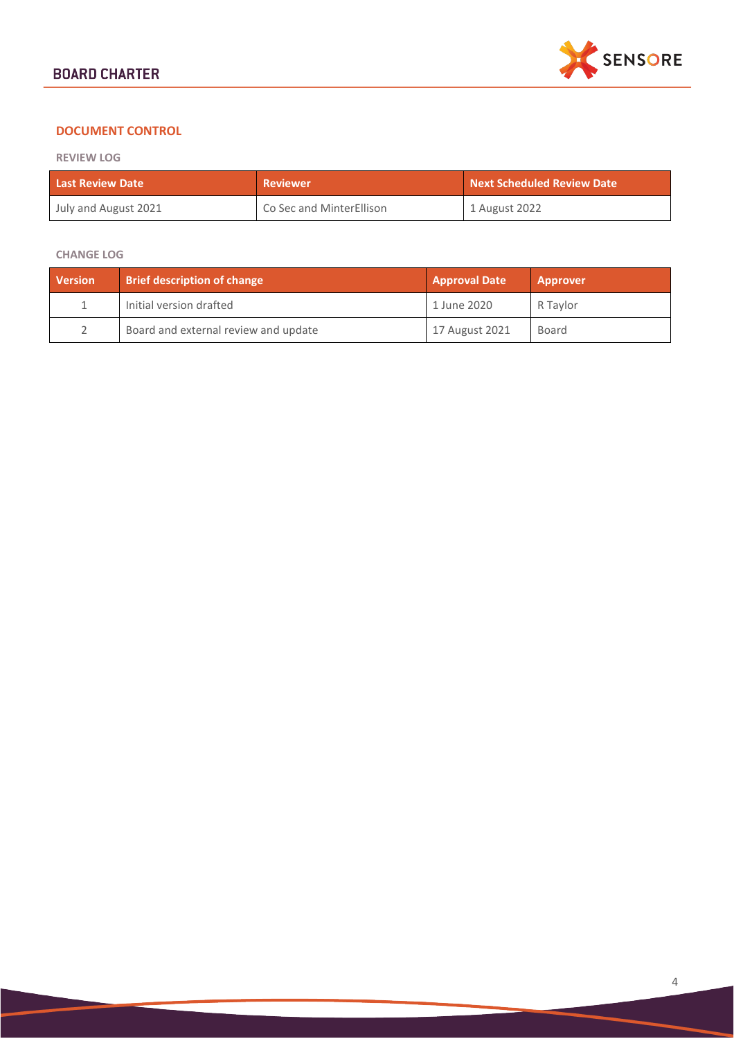## DOCUMENT CONTROL

### REVIEW LOG

| Last Review Date | Reviewer | Next Scheduled Review Date |
| --- | --- | --- |
| July and August 2021 | Co Sec and MinterEllison | 1 August 2022 |

### CHANGE LOG

| Version | Brief description of change | Approval Date | Approver |
| --- | --- | --- | --- |
| 1 | Initial version drafted | 1 June 2020 | R Taylor |
| 2 | Board and external review and update | 17 August 2021 | Board |